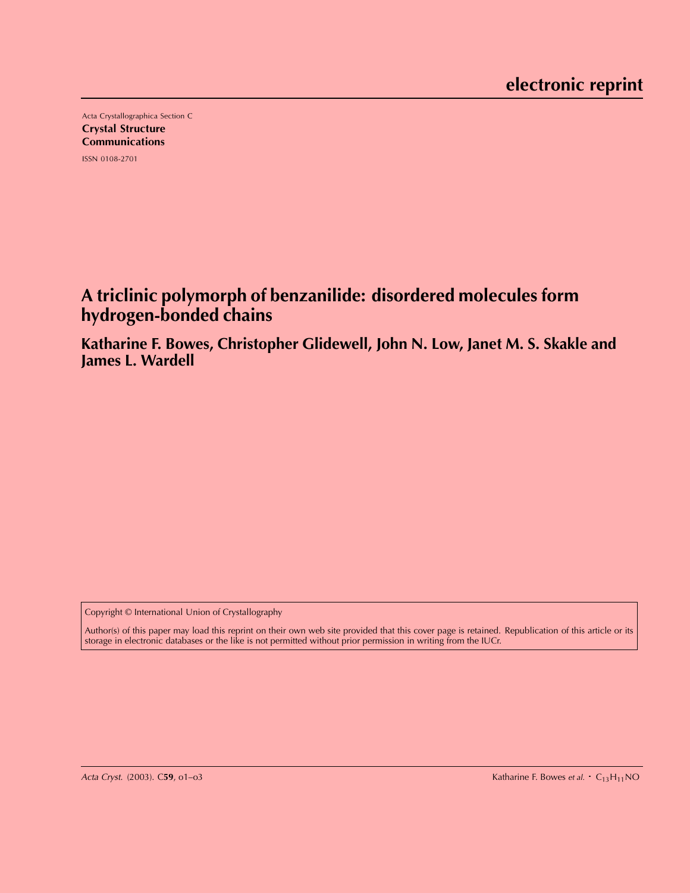electronic reprint

Acta Crystallographica Section C

**Crystal Structure Communications**

ISSN 0108-2701

# A triclinic polymorph of benzanilide: disordered molecules form hydrogen-bonded chains

**Katharine F. Bowes, Christopher Glidewell, John N. Low, Janet M. S. Skakle and James L. Wardell**

Copyright © International Union of Crystallography

Author(s) of this paper may load this reprint on their own web site provided that this cover page is retained. Republication of this article or its storage in electronic databases or the like is not permitted without prior permission in writing from the IUCr.

*Acta Cryst.* (2003). C**59**, o1–o3 Katharine F. Bowes *et al.* · $C_{13}H_{11}NO$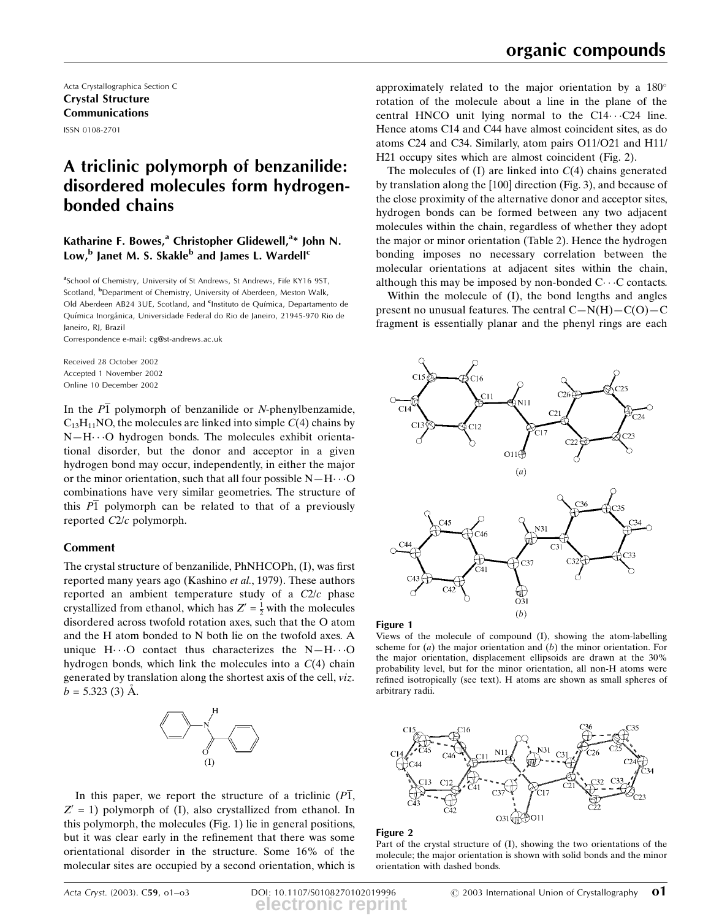Acta Crystallographica Section C
**Crystal Structure Communications**
ISSN 0108-2701

# A triclinic polymorph of benzanilide: disordered molecules form hydrogen-bonded chains

**Katharine F. Bowes,[a] Christopher Glidewell,[a]* John N. Low,[b] Janet M. S. Skakle[b] and James L. Wardell[c]**

[a]School of Chemistry, University of St Andrews, St Andrews, Fife KY16 9ST, Scotland, [b]Department of Chemistry, University of Aberdeen, Meston Walk, Old Aberdeen AB24 3UE, Scotland, and [c]Instituto de Química, Departamento de Química Inorgânica, Universidade Federal do Rio de Janeiro, 21945-970 Rio de Janeiro, RJ, Brazil
Correspondence e-mail: cg@st-andrews.ac.uk

Received 28 October 2002
Accepted 1 November 2002
Online 10 December 2002

In the $P\overline{1}$ polymorph of benzanilide or *N*-phenylbenzamide, $C_{13}H_{11}NO$, the molecules are linked into simple *C*(4) chains by N—H···O hydrogen bonds. The molecules exhibit orientational disorder, but the donor and acceptor in a given hydrogen bond may occur, independently, in either the major or the minor orientation, such that all four possible N—H···O combinations have very similar geometries. The structure of this $P\overline{1}$ polymorph can be related to that of a previously reported *C*2/*c* polymorph.

## Comment

The crystal structure of benzanilide, PhNHCOPh, (I), was first reported many years ago (Kashino *et al.*, 1979). These authors reported an ambient temperature study of a *C*2/*c* phase crystallized from ethanol, which has $Z' = \frac{1}{2}$ with the molecules disordered across twofold rotation axes, such that the O atom and the H atom bonded to N both lie on the twofold axes. A unique H···O contact thus characterizes the N—H···O hydrogen bonds, which link the molecules into a *C*(4) chain generated by translation along the shortest axis of the cell, *viz*. *b* = 5.323 (3) Å.

(I)

In this paper, we report the structure of a triclinic ($P\overline{1}$, $Z' = 1$) polymorph of (I), also crystallized from ethanol. In this polymorph, the molecules (Fig. 1) lie in general positions, but it was clear early in the refinement that there was some orientational disorder in the structure. Some 16% of the molecular sites are occupied by a second orientation, which is approximately related to the major orientation by a 180° rotation of the molecule about a line in the plane of the central HNCO unit lying normal to the C14···C24 line. Hence atoms C14 and C44 have almost coincident sites, as do atoms C24 and C34. Similarly, atom pairs O11/O21 and H11/H21 occupy sites which are almost coincident (Fig. 2).

The molecules of (I) are linked into *C*(4) chains generated by translation along the [100] direction (Fig. 3), and because of the close proximity of the alternative donor and acceptor sites, hydrogen bonds can be formed between any two adjacent molecules within the chain, regardless of whether they adopt the major or minor orientation (Table 2). Hence the hydrogen bonding imposes no necessary correlation between the molecular orientations at adjacent sites within the chain, although this may be imposed by non-bonded C···C contacts.

Within the molecule of (I), the bond lengths and angles present no unusual features. The central C—N(H)—C(O)—C fragment is essentially planar and the phenyl rings are each

**Figure 1**
Views of the molecule of compound (I), showing the atom-labelling scheme for (*a*) the major orientation and (*b*) the minor orientation. For the major orientation, displacement ellipsoids are drawn at the 30% probability level, but for the minor orientation, all non-H atoms were refined isotropically (see text). H atoms are shown as small spheres of arbitrary radii.

**Figure 2**
Part of the crystal structure of (I), showing the two orientations of the molecule; the major orientation is shown with solid bonds and the minor orientation with dashed bonds.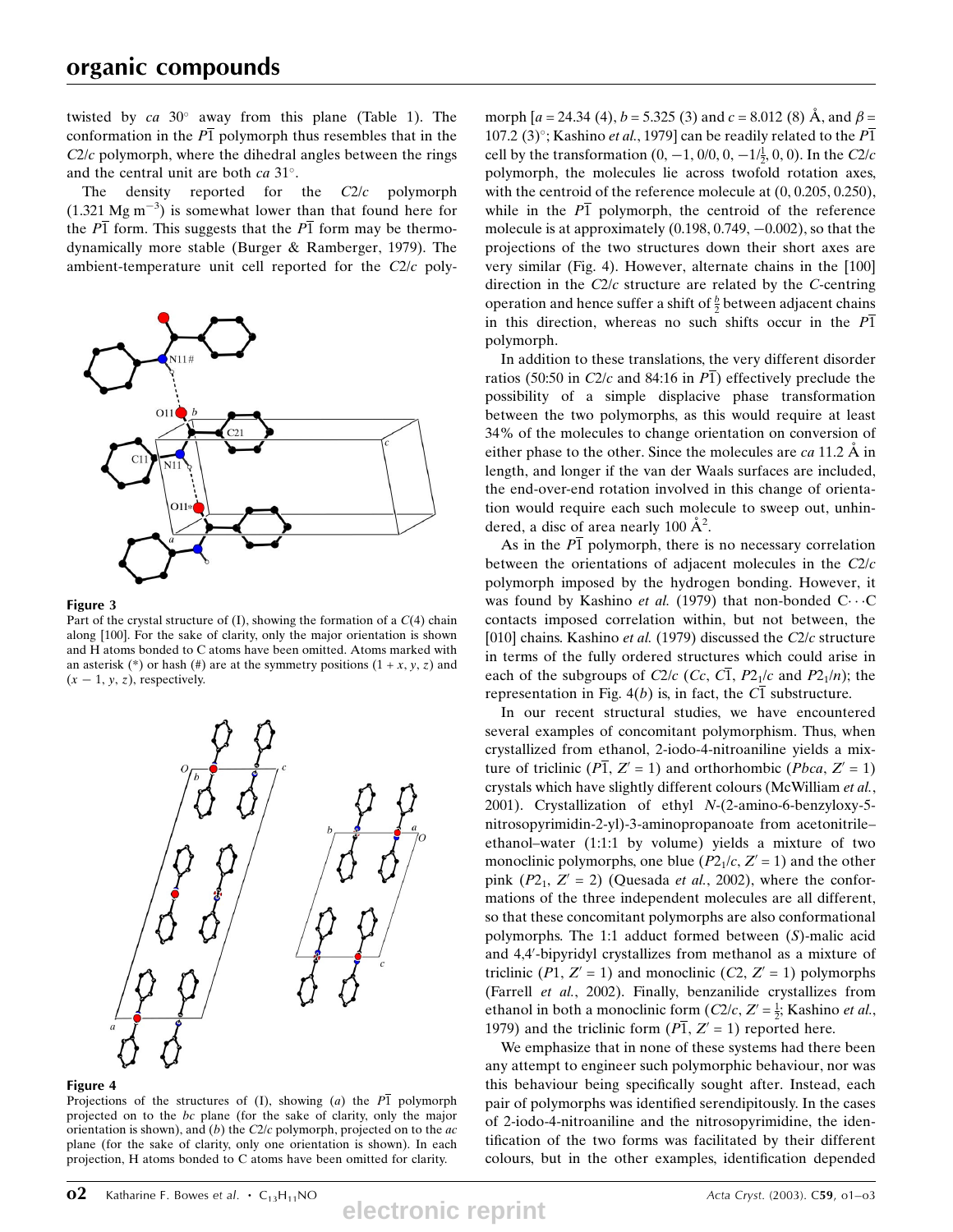twisted by *ca* 30° away from this plane (Table 1). The conformation in the $P\overline{1}$ polymorph thus resembles that in the $C2/c$ polymorph, where the dihedral angles between the rings and the central unit are both *ca* 31°.

The density reported for the $C2/c$ polymorph (1.321 Mg m$^{-3}$) is somewhat lower than that found here for the $P\overline{1}$ form. This suggests that the $P\overline{1}$ form may be thermodynamically more stable (Burger & Ramberger, 1979). The ambient-temperature unit cell reported for the $C2/c$ polymorph [$a$ = 24.34 (4), $b$ = 5.325 (3) and $c$ = 8.012 (8) Å, and $\beta$ = 107.2 (3)°; Kashino *et al.*, 1979] can be readily related to the $P\overline{1}$ cell by the transformation (0, −1, 0/0, 0, −1/$\frac{1}{2}$, 0, 0). In the $C2/c$ polymorph, the molecules lie across twofold rotation axes, with the centroid of the reference molecule at (0, 0.205, 0.250), while in the $P\overline{1}$ polymorph, the centroid of the reference molecule is at approximately (0.198, 0.749, −0.002), so that the projections of the two structures down their short axes are very similar (Fig. 4). However, alternate chains in the [100] direction in the $C2/c$ structure are related by the *C*-centring operation and hence suffer a shift of $\frac{b}{2}$ between adjacent chains in this direction, whereas no such shifts occur in the $P\overline{1}$ polymorph.

In addition to these translations, the very different disorder ratios (50:50 in $C2/c$ and 84:16 in $P\overline{1}$) effectively preclude the possibility of a simple displacive phase transformation between the two polymorphs, as this would require at least 34% of the molecules to change orientation on conversion of either phase to the other. Since the molecules are *ca* 11.2 Å in length, and longer if the van der Waals surfaces are included, the end-over-end rotation involved in this change of orientation would require each such molecule to sweep out, unhindered, a disc of area nearly 100 Å$^2$.

As in the $P\overline{1}$ polymorph, there is no necessary correlation between the orientations of adjacent molecules in the $C2/c$ polymorph imposed by the hydrogen bonding. However, it was found by Kashino *et al.* (1979) that non-bonded C⋯C contacts imposed correlation within, but not between, the [010] chains. Kashino *et al.* (1979) discussed the $C2/c$ structure in terms of the fully ordered structures which could arise in each of the subgroups of $C2/c$ ($Cc$, $C\overline{1}$, $P2_1/c$ and $P2_1/n$); the representation in Fig. 4(*b*) is, in fact, the $C\overline{1}$ substructure.

In our recent structural studies, we have encountered several examples of concomitant polymorphism. Thus, when crystallized from ethanol, 2-iodo-4-nitroaniline yields a mixture of triclinic ($P\overline{1}$, $Z'$ = 1) and orthorhombic ($Pbca$, $Z'$ = 1) crystals which have slightly different colours (McWilliam *et al.*, 2001). Crystallization of ethyl *N*-(2-amino-6-benzyloxy-5-nitrosopyrimidin-2-yl)-3-aminopropanoate from acetonitrile–ethanol–water (1:1:1 by volume) yields a mixture of two monoclinic polymorphs, one blue ($P2_1/c$, $Z'$ = 1) and the other pink ($P2_1$, $Z'$ = 2) (Quesada *et al.*, 2002), where the conformations of the three independent molecules are all different, so that these concomitant polymorphs are also conformational polymorphs. The 1:1 adduct formed between (*S*)-malic acid and 4,4′-bipyridyl crystallizes from methanol as a mixture of triclinic ($P1$, $Z'$ = 1) and monoclinic ($C2$, $Z'$ = 1) polymorphs (Farrell *et al.*, 2002). Finally, benzanilide crystallizes from ethanol in both a monoclinic form ($C2/c$, $Z'$ = $\frac{1}{2}$; Kashino *et al.*, 1979) and the triclinic form ($P\overline{1}$, $Z'$ = 1) reported here.

We emphasize that in none of these systems had there been any attempt to engineer such polymorphic behaviour, nor was this behaviour being specifically sought after. Instead, each pair of polymorphs was identified serendipitously. In the cases of 2-iodo-4-nitroaniline and the nitrosopyrimidine, the identification of the two forms was facilitated by their different colours, but in the other examples, identification depended

**Figure 3**
Part of the crystal structure of (I), showing the formation of a $C(4)$ chain along [100]. For the sake of clarity, only the major orientation is shown and H atoms bonded to C atoms have been omitted. Atoms marked with an asterisk (*) or hash (#) are at the symmetry positions (1 + *x*, *y*, *z*) and (*x* − 1, *y*, *z*), respectively.

**Figure 4**
Projections of the structures of (I), showing (*a*) the $P\overline{1}$ polymorph projected on to the *bc* plane (for the sake of clarity, only the major orientation is shown), and (*b*) the $C2/c$ polymorph, projected on to the *ac* plane (for the sake of clarity, only one orientation is shown). In each projection, H atoms bonded to C atoms have been omitted for clarity.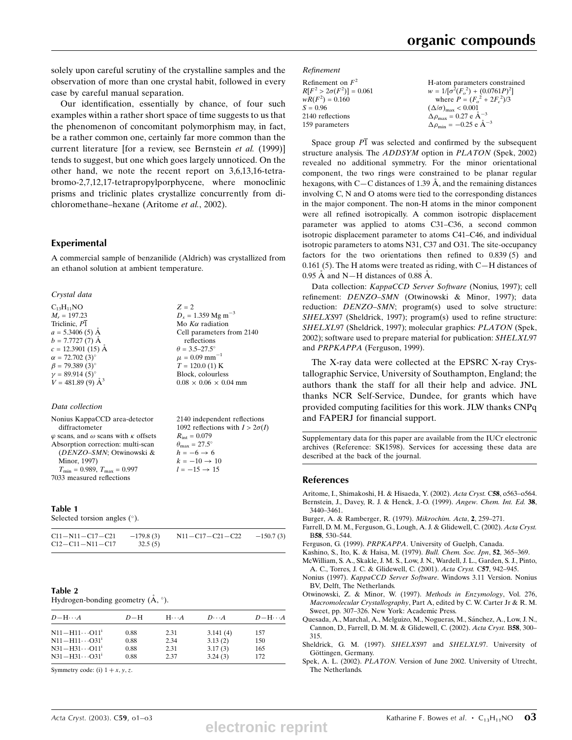solely upon careful scrutiny of the crystalline samples and the observation of more than one crystal habit, followed in every case by careful manual separation.

Our identification, essentially by chance, of four such examples within a rather short space of time suggests to us that the phenomenon of concomitant polymorphism may, in fact, be a rather common one, certainly far more common than the current literature [for a review, see Bernstein *et al.* (1999)] tends to suggest, but one which goes largely unnoticed. On the other hand, we note the recent report on 3,6,13,16-tetrabromo-2,7,12,17-tetrapropylporphycene, where monoclinic prisms and triclinic plates crystallize concurrently from dichloromethane–hexane (Aritome *et al.*, 2002).

## Experimental

A commercial sample of benzanilide (Aldrich) was crystallized from an ethanol solution at ambient temperature.

### Crystal data

| | |
|---|---|
| $C_{13}H_{11}NO$ | $Z = 2$ |
| $M_r = 197.23$ | $D_x = 1.359$ Mg m$^{-3}$ |
| Triclinic, $P\overline{1}$ | Mo $K\alpha$ radiation |
| $a = 5.3406$ (5) Å | Cell parameters from 2140 reflections |
| $b = 7.7727$ (7) Å | $\theta = 3.5$–$27.5°$ |
| $c = 12.3901$ (15) Å | $\mu = 0.09$ mm$^{-1}$ |
| $\alpha = 72.702$ (3)° | $T = 120.0$ (1) K |
| $\beta = 79.389$ (3)° | Block, colourless |
| $\gamma = 89.914$ (5)° | $0.08 \times 0.06 \times 0.04$ mm |
| $V = 481.89$ (9) Å$^3$ | |

### Data collection

| | |
|---|---|
| Nonius KappaCCD area-detector diffractometer | 2140 independent reflections |
| $\varphi$ scans, and $\omega$ scans with $\kappa$ offsets | 1092 reflections with $I > 2\sigma(I)$ |
| Absorption correction: multi-scan (*DENZO–SMN*; Otwinowski & Minor, 1997) | $R_{int} = 0.079$ |
| $T_{min} = 0.989$, $T_{max} = 0.997$ | $\theta_{max} = 27.5°$ |
| 7033 measured reflections | $h = -6 \rightarrow 6$ |
| | $k = -10 \rightarrow 10$ |
| | $l = -15 \rightarrow 15$ |

### Table 1
Selected torsion angles (°).

| | | | |
|---|---|---|---|
| C11—N11—C17—C21 | −179.8 (3) | N11—C17—C21—C22 | −150.7 (3) |
| C12—C11—N11—C17 | 32.5 (5) | | |

### Table 2
Hydrogen-bonding geometry (Å, °).

| $D$—H···$A$ | $D$—H | H···$A$ | $D$···$A$ | $D$—H···$A$ |
|---|---|---|---|---|
| N11—H11···O11[i] | 0.88 | 2.31 | 3.141 (4) | 157 |
| N11—H11···O31[i] | 0.88 | 2.34 | 3.13 (2) | 150 |
| N31—H31···O11[i] | 0.88 | 2.31 | 3.17 (3) | 165 |
| N31—H31···O31[i] | 0.88 | 2.37 | 3.24 (3) | 172 |

Symmetry code: (i) $1 + x, y, z$.

### Refinement

| | |
|---|---|
| Refinement on $F^2$ | H-atom parameters constrained |
| $R[F^2 > 2\sigma(F^2)] = 0.061$ | $w = 1/[\sigma^2(F_o^2) + (0.0761P)^2]$ |
| $wR(F^2) = 0.160$ | where $P = (F_o^2 + 2F_c^2)/3$ |
| $S = 0.96$ | $(\Delta/\sigma)_{max} < 0.001$ |
| 2140 reflections | $\Delta\rho_{max} = 0.27$ e Å$^{-3}$ |
| 159 parameters | $\Delta\rho_{min} = -0.25$ e Å$^{-3}$ |

Space group $P\overline{1}$ was selected and confirmed by the subsequent structure analysis. The *ADDSYM* option in *PLATON* (Spek, 2002) revealed no additional symmetry. For the minor orientational component, the two rings were constrained to be planar regular hexagons, with C—C distances of 1.39 Å, and the remaining distances involving C, N and O atoms were tied to the corresponding distances in the major component. The non-H atoms in the minor component were all refined isotropically. A common isotropic displacement parameter was applied to atoms C31–C36, a second common isotropic displacement parameter to atoms C41–C46, and individual isotropic parameters to atoms N31, C37 and O31. The site-occupancy factors for the two orientations then refined to 0.839 (5) and 0.161 (5). The H atoms were treated as riding, with C—H distances of 0.95 Å and N—H distances of 0.88 Å.

Data collection: *KappaCCD Server Software* (Nonius, 1997); cell refinement: *DENZO–SMN* (Otwinowski & Minor, 1997); data reduction: *DENZO–SMN*; program(s) used to solve structure: *SHELXS*97 (Sheldrick, 1997); program(s) used to refine structure: *SHELXL*97 (Sheldrick, 1997); molecular graphics: *PLATON* (Spek, 2002); software used to prepare material for publication: *SHELXL*97 and *PRPKAPPA* (Ferguson, 1999).

The X-ray data were collected at the EPSRC X-ray Crystallographic Service, University of Southampton, England; the authors thank the staff for all their help and advice. JNL thanks NCR Self-Service, Dundee, for grants which have provided computing facilities for this work. JLW thanks CNPq and FAPERJ for financial support.

Supplementary data for this paper are available from the IUCr electronic archives (Reference: SK1598). Services for accessing these data are described at the back of the journal.

## References

Aritome, I., Shimakoshi, H. & Hisaeda, Y. (2002). *Acta Cryst.* C**58**, o563–o564.

Bernstein, J., Davey, R. J. & Henck, J.-O. (1999). *Angew. Chem. Int. Ed.* **38**, 3440–3461.

Burger, A. & Ramberger, R. (1979). *Mikrochim. Acta*, **2**, 259–271.

Farrell, D. M. M., Ferguson, G., Lough, A. J. & Glidewell, C. (2002). *Acta Cryst.* B**58**, 530–544.

Ferguson, G. (1999). *PRPKAPPA*. University of Guelph, Canada.

Kashino, S., Ito, K. & Haisa, M. (1979). *Bull. Chem. Soc. Jpn*, **52**, 365–369.

McWilliam, S. A., Skakle, J. M. S., Low, J. N., Wardell, J. L., Garden, S. J., Pinto, A. C., Torres, J. C. & Glidewell, C. (2001). *Acta Cryst.* C**57**, 942–945.

Nonius (1997). *KappaCCD Server Software*. Windows 3.11 Version. Nonius BV, Delft, The Netherlands.

Otwinowski, Z. & Minor, W. (1997). *Methods in Enzymology*, Vol. 276, *Macromolecular Crystallography*, Part A, edited by C. W. Carter Jr & R. M. Sweet, pp. 307–326. New York: Academic Press.

Quesada, A., Marchal, A., Melguizo, M., Nogueras, M., Sánchez, A., Low, J. N., Cannon, D., Farrell, D. M. M. & Glidewell, C. (2002). *Acta Cryst.* B**58**, 300–315.

Sheldrick, G. M. (1997). *SHELXS*97 and *SHELXL*97. University of Göttingen, Germany.

Spek, A. L. (2002). *PLATON*. Version of June 2002. University of Utrecht, The Netherlands.